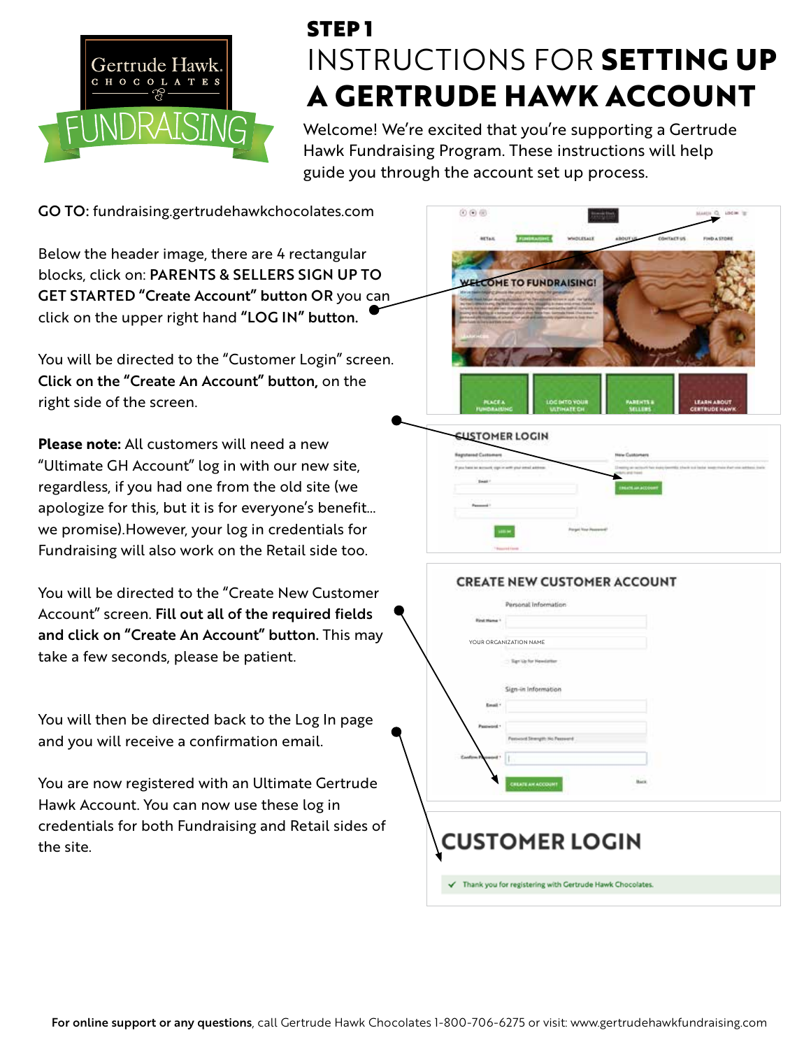# STEP 1

# INSTRUCTIONS FOR **SETTING UP A GERTRUDE HAWK ACCOUNT**

Welcome! We're excited that you're supporting a Gertrude Hawk Fundraising Program. These instructions will help guide you through the account set up process.

**GO TO:** fundraising.gertrudehawkchocolates.com

Below the header image, there are 4 rectangular blocks, click on: **PARENTS & SELLERS SIGN UP TO GET STARTED "Create Account" button OR** you can click on the upper right hand **"LOG IN" button.**

You will be directed to the "Customer Login" screen. **Click on the "Create An Account" button,** on the right side of the screen.

**Please note:** All customers will need a new "Ultimate GH Account" log in with our new site, regardless, if you had one from the old site (we apologize for this, but it is for everyone's benefit... we promise).However, your log in credentials for Fundraising will also work on the Retail side too.

You will be directed to the "Create New Customer Account" screen. **Fill out all of the required fields and click on "Create An Account" button.** This may take a few seconds, please be patient.

You will then be directed back to the Log In page and you will receive a confirmation email.

You are now registered with an Ultimate Gertrude Hawk Account. You can now use these log in credentials for both Fundraising and Retail sides of the site.

**For online support or any questions**, call Gertrude Hawk Chocolates 1-800-706-6275 or visit: www.gertrudehawkfundraising.com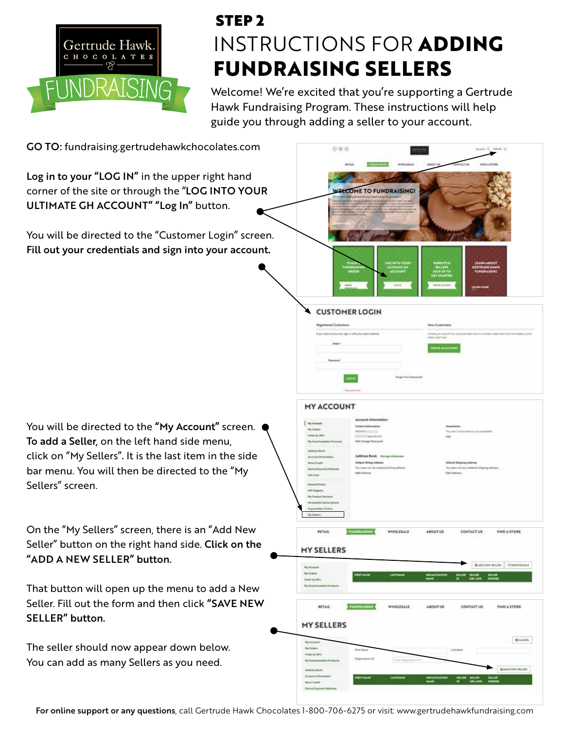# STEP 2

# INSTRUCTIONS FOR **ADDING FUNDRAISING SELLERS**

Welcome! We're excited that you're supporting a Gertrude Hawk Fundraising Program. These instructions will help guide you through adding a seller to your account.

**GO TO:** fundraising.gertrudehawkchocolates.com

**Log** in to your **"LOG IN"** in the upper right hand corner of the site or through the **"LOG INTO YOUR ULTIMATE GH ACCOUNT" "Log In"** button.

You will be directed to the "Customer Login" screen. **Fill out your credentials and sign into your account.**

You will be directed to the **"My Account"** screen. **To add a Seller,** on the left hand side menu, click on "My Sellers"**.** It is the last item in the side bar menu. You will then be directed to the "My Sellers" screen.

On the "My Sellers" screen, there is an "Add New Seller" button on the right hand side. **Click on the "ADD A NEW SELLER" button.**

That button will open up the menu to add a New Seller. Fill out the form and then click **"SAVE NEW SELLER" button.**

The seller should now appear down below. You can add as many Sellers as you need.

**For online support or any questions**, call Gertrude Hawk Chocolates 1-800-706-6275 or visit: www.gertrudehawkfundraising.com